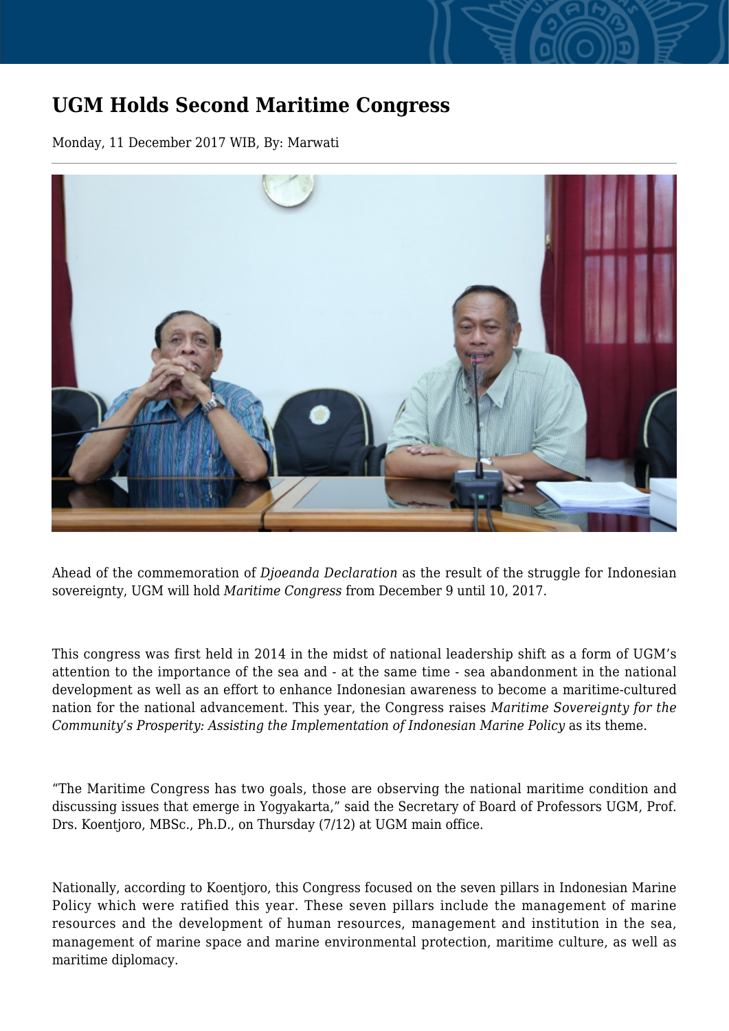# UGM Holds Second Maritime Congress

Monday, 11 December 2017 WIB, By: Marwati

Ahead of the commemoration of *Djoeanda Declaration* as the result of the struggle for Indonesian sovereignty, UGM will hold *Maritime Congress* from December 9 until 10, 2017.

This congress was first held in 2014 in the midst of national leadership shift as a form of UGM's attention to the importance of the sea and - at the same time - sea abandonment in the national development as well as an effort to enhance Indonesian awareness to become a maritime-cultured nation for the national advancement. This year, the Congress raises *Maritime Sovereignty for the Community's Prosperity: Assisting the Implementation of Indonesian Marine Policy* as its theme.

"The Maritime Congress has two goals, those are observing the national maritime condition and discussing issues that emerge in Yogyakarta," said the Secretary of Board of Professors UGM, Prof. Drs. Koentjoro, MBSc., Ph.D., on Thursday (7/12) at UGM main office.

Nationally, according to Koentjoro, this Congress focused on the seven pillars in Indonesian Marine Policy which were ratified this year. These seven pillars include the management of marine resources and the development of human resources, management and institution in the sea, management of marine space and marine environmental protection, maritime culture, as well as maritime diplomacy.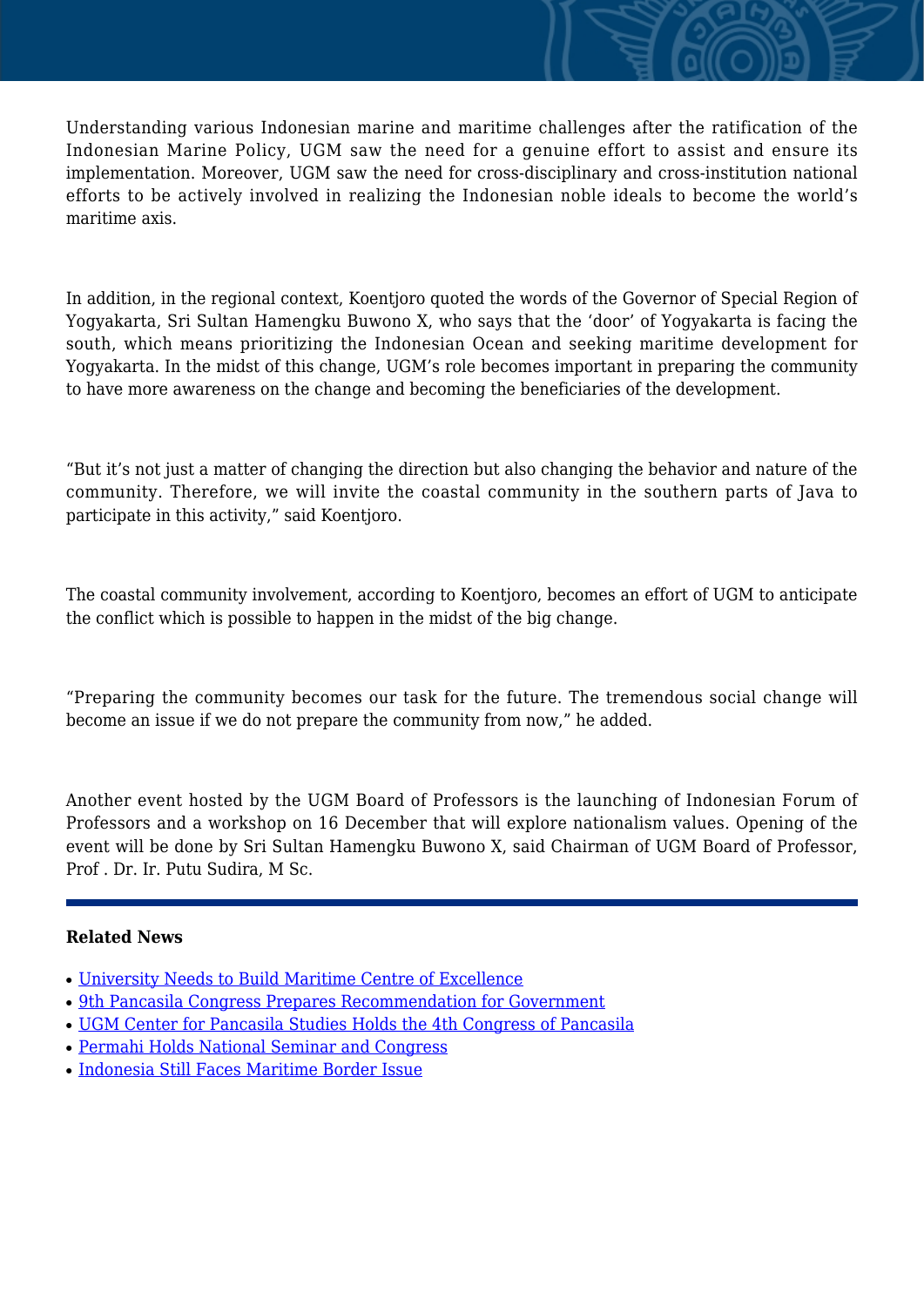Understanding various Indonesian marine and maritime challenges after the ratification of the Indonesian Marine Policy, UGM saw the need for a genuine effort to assist and ensure its implementation. Moreover, UGM saw the need for cross-disciplinary and cross-institution national efforts to be actively involved in realizing the Indonesian noble ideals to become the world's maritime axis.

In addition, in the regional context, Koentjoro quoted the words of the Governor of Special Region of Yogyakarta, Sri Sultan Hamengku Buwono X, who says that the 'door' of Yogyakarta is facing the south, which means prioritizing the Indonesian Ocean and seeking maritime development for Yogyakarta. In the midst of this change, UGM's role becomes important in preparing the community to have more awareness on the change and becoming the beneficiaries of the development.

"But it's not just a matter of changing the direction but also changing the behavior and nature of the community. Therefore, we will invite the coastal community in the southern parts of Java to participate in this activity," said Koentjoro.

The coastal community involvement, according to Koentjoro, becomes an effort of UGM to anticipate the conflict which is possible to happen in the midst of the big change.

"Preparing the community becomes our task for the future. The tremendous social change will become an issue if we do not prepare the community from now," he added.

Another event hosted by the UGM Board of Professors is the launching of Indonesian Forum of Professors and a workshop on 16 December that will explore nationalism values. Opening of the event will be done by Sri Sultan Hamengku Buwono X, said Chairman of UGM Board of Professor, Prof . Dr. Ir. Putu Sudira, M Sc.

---

**Related News**

- University Needs to Build Maritime Centre of Excellence
- 9th Pancasila Congress Prepares Recommendation for Government
- UGM Center for Pancasila Studies Holds the 4th Congress of Pancasila
- Permahi Holds National Seminar and Congress
- Indonesia Still Faces Maritime Border Issue